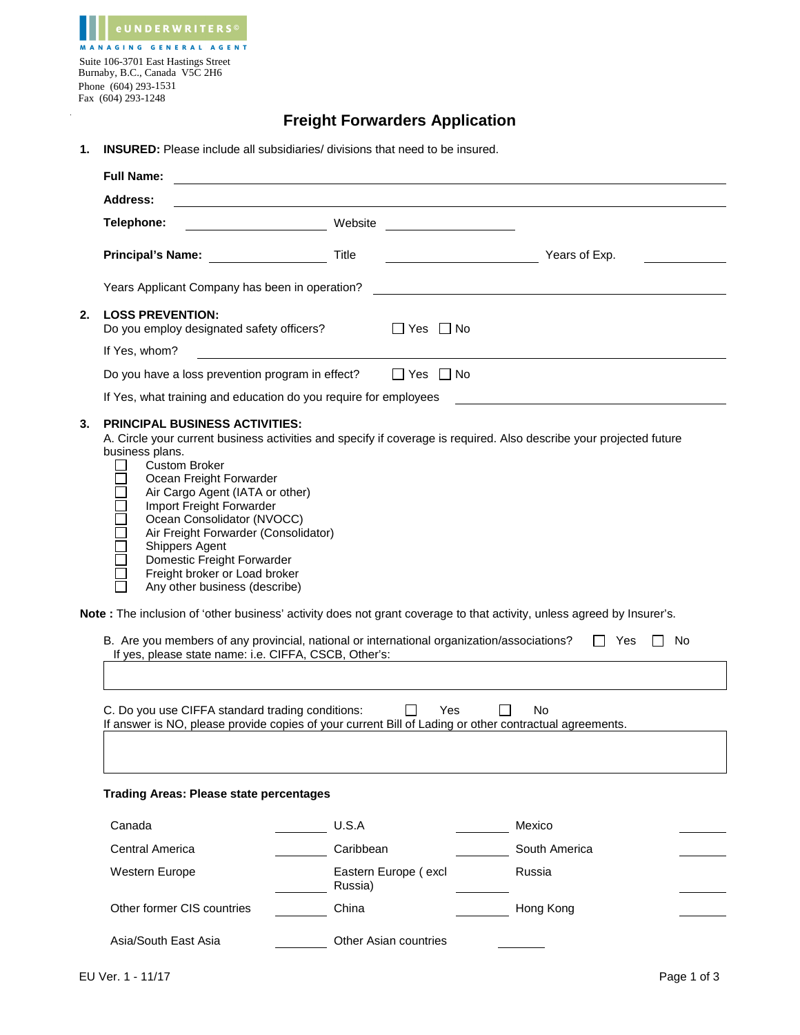eUNDERWRITERS©

MANAGING GENERAL AGENT

Suite 106-3701 East Hastings Street
Burnaby, B.C., Canada V5C 2H6
Phone (604) 293-1531
Fax (604) 293-1248

# Freight Forwarders Application

**1. INSURED:** Please include all subsidiaries/ divisions that need to be insured.

**Full Name:** ______________________________

**Address:** ______________________________

**Telephone:** ______________ Website ______________

**Principal's Name:** ______________ Title ______________ Years of Exp. ______________

Years Applicant Company has been in operation? ______________

**2. LOSS PREVENTION:**

Do you employ designated safety officers? ☐ Yes ☐ No

If Yes, whom? ______________________________

Do you have a loss prevention program in effect? ☐ Yes ☐ No

If Yes, what training and education do you require for employees ______________

**3. PRINCIPAL BUSINESS ACTIVITIES:**

A. Circle your current business activities and specify if coverage is required. Also describe your projected future business plans.

- ☐ Custom Broker
- ☐ Ocean Freight Forwarder
- ☐ Air Cargo Agent (IATA or other)
- ☐ Import Freight Forwarder
- ☐ Ocean Consolidator (NVOCC)
- ☐ Air Freight Forwarder (Consolidator)
- ☐ Shippers Agent
- ☐ Domestic Freight Forwarder
- ☐ Freight broker or Load broker
- ☐ Any other business (describe)

**Note :** The inclusion of 'other business' activity does not grant coverage to that activity, unless agreed by Insurer's.

B. Are you members of any provincial, national or international organization/associations? ☐ Yes ☐ No

If yes, please state name: i.e. CIFFA, CSCB, Other's:

| |
|---|
| |

C. Do you use CIFFA standard trading conditions: ☐ Yes ☐ No

If answer is NO, please provide copies of your current Bill of Lading or other contractual agreements.

| |
|---|
| |

**Trading Areas: Please state percentages**

| | | | | | |
|---|---|---|---|---|---|
| Canada | ______ | U.S.A | ______ | Mexico | ______ |
| Central America | ______ | Caribbean | ______ | South America | ______ |
| Western Europe | ______ | Eastern Europe ( excl Russia) | ______ | Russia | ______ |
| Other former CIS countries | ______ | China | ______ | Hong Kong | ______ |
| Asia/South East Asia | ______ | Other Asian countries | ______ | | |

EU Ver. 1 - 11/17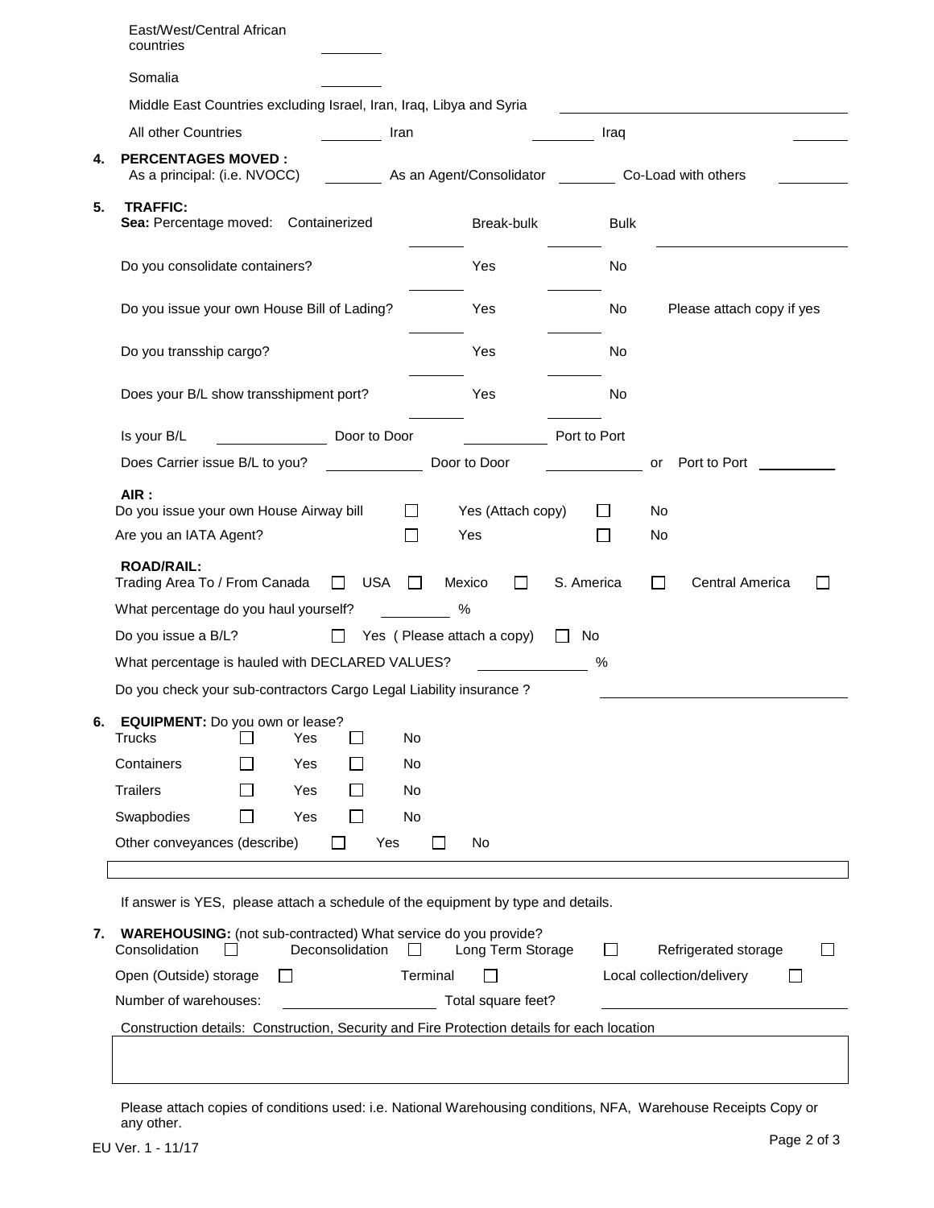East/West/Central African countries \_\_\_\_\_\_\_\_

Somalia \_\_\_\_\_\_\_\_

Middle East Countries excluding Israel, Iran, Iraq, Libya and Syria \_\_\_\_\_\_\_\_\_\_\_\_\_\_\_\_

All other Countries \_\_\_\_\_\_\_\_ Iran \_\_\_\_\_\_\_\_ Iraq \_\_\_\_\_\_\_\_

**4. PERCENTAGES MOVED :**

As a principal: (i.e. NVOCC) \_\_\_\_\_\_\_\_ As an Agent/Consolidator \_\_\_\_\_\_\_\_ Co-Load with others \_\_\_\_\_\_\_\_

**5. TRAFFIC:**

**Sea:** Percentage moved: Containerized \_\_\_\_\_\_\_\_ Break-bulk \_\_\_\_\_\_\_\_ Bulk \_\_\_\_\_\_\_\_

Do you consolidate containers? \_\_\_\_\_\_\_\_ Yes \_\_\_\_\_\_\_\_ No

Do you issue your own House Bill of Lading? \_\_\_\_\_\_\_\_ Yes \_\_\_\_\_\_\_\_ No Please attach copy if yes

Do you transship cargo? \_\_\_\_\_\_\_\_ Yes \_\_\_\_\_\_\_\_ No

Does your B/L show transshipment port? \_\_\_\_\_\_\_\_ Yes \_\_\_\_\_\_\_\_ No

Is your B/L \_\_\_\_\_\_\_\_ Door to Door \_\_\_\_\_\_\_\_ Port to Port

Does Carrier issue B/L to you? \_\_\_\_\_\_\_\_ Door to Door \_\_\_\_\_\_\_\_ or Port to Port \_\_\_\_\_\_\_\_

**AIR :**

Do you issue your own House Airway bill ☐ Yes (Attach copy) ☐ No

Are you an IATA Agent? ☐ Yes ☐ No

**ROAD/RAIL:**

Trading Area To / From Canada ☐ USA ☐ Mexico ☐ S. America ☐ Central America ☐

What percentage do you haul yourself? \_\_\_\_\_\_\_\_ %

Do you issue a B/L? ☐ Yes ( Please attach a copy) ☐ No

What percentage is hauled with DECLARED VALUES? \_\_\_\_\_\_\_\_ %

Do you check your sub-contractors Cargo Legal Liability insurance ? \_\_\_\_\_\_\_\_

**6. EQUIPMENT:** Do you own or lease?

| | | |
|---|---|---|
| Trucks | ☐ Yes | ☐ No |
| Containers | ☐ Yes | ☐ No |
| Trailers | ☐ Yes | ☐ No |
| Swapbodies | ☐ Yes | ☐ No |
| Other conveyances (describe) | ☐ Yes | ☐ No |

If answer is YES, please attach a schedule of the equipment by type and details.

**7. WAREHOUSING:** (not sub-contracted) What service do you provide?

Consolidation ☐ Deconsolidation ☐ Long Term Storage ☐ Refrigerated storage ☐

Open (Outside) storage ☐ Terminal ☐ Local collection/delivery ☐

Number of warehouses: \_\_\_\_\_\_\_\_ Total square feet? \_\_\_\_\_\_\_\_

Construction details: Construction, Security and Fire Protection details for each location

Please attach copies of conditions used: i.e. National Warehousing conditions, NFA, Warehouse Receipts Copy or any other.

EU Ver. 1 - 11/17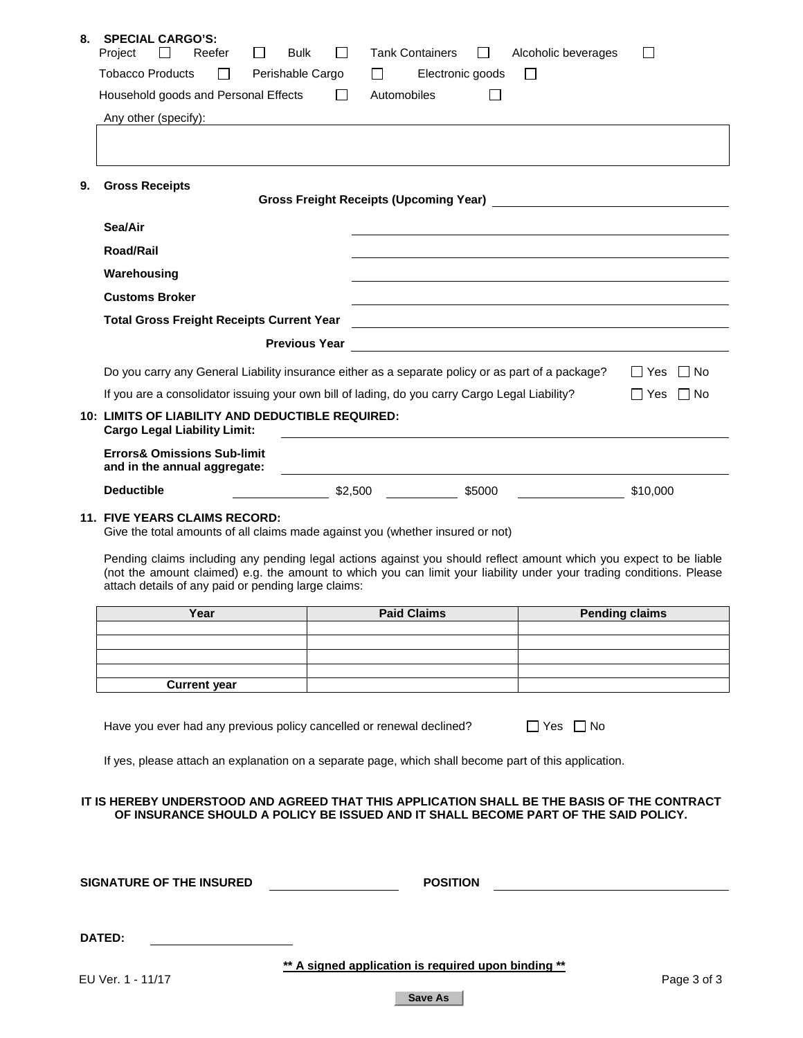**8. SPECIAL CARGO'S:**

Project ☐ Reefer ☐ Bulk ☐ Tank Containers ☐ Alcoholic beverages ☐

Tobacco Products ☐ Perishable Cargo ☐ Electronic goods ☐

Household goods and Personal Effects ☐ Automobiles ☐

Any other (specify):

**9. Gross Receipts**

**Gross Freight Receipts (Upcoming Year)** ____________________

**Sea/Air** ____________________

**Road/Rail** ____________________

**Warehousing** ____________________

**Customs Broker** ____________________

**Total Gross Freight Receipts Current Year** ____________________

**Previous Year** ____________________

Do you carry any General Liability insurance either as a separate policy or as part of a package? ☐ Yes ☐ No

If you are a consolidator issuing your own bill of lading, do you carry Cargo Legal Liability? ☐ Yes ☐ No

**10: LIMITS OF LIABILITY AND DEDUCTIBLE REQUIRED:**

**Cargo Legal Liability Limit:** ____________________

**Errors& Omissions Sub-limit and in the annual aggregate:** ____________________

**Deductible** ________ $2,500 ________ $5000 ________ $10,000

**11. FIVE YEARS CLAIMS RECORD:**

Give the total amounts of all claims made against you (whether insured or not)

Pending claims including any pending legal actions against you should reflect amount which you expect to be liable (not the amount claimed) e.g. the amount to which you can limit your liability under your trading conditions. Please attach details of any paid or pending large claims:

| Year | Paid Claims | Pending claims |
|---|---|---|
| | | |
| | | |
| | | |
| | | |
| **Current year** | | |

Have you ever had any previous policy cancelled or renewal declined? ☐ Yes ☐ No

If yes, please attach an explanation on a separate page, which shall become part of this application.

**IT IS HEREBY UNDERSTOOD AND AGREED THAT THIS APPLICATION SHALL BE THE BASIS OF THE CONTRACT OF INSURANCE SHOULD A POLICY BE ISSUED AND IT SHALL BECOME PART OF THE SAID POLICY.**

**SIGNATURE OF THE INSURED** ____________________ **POSITION** ____________________

**DATED:** ____________________

**\*\* A signed application is required upon binding \*\***

EU Ver. 1 - 11/17

Save As